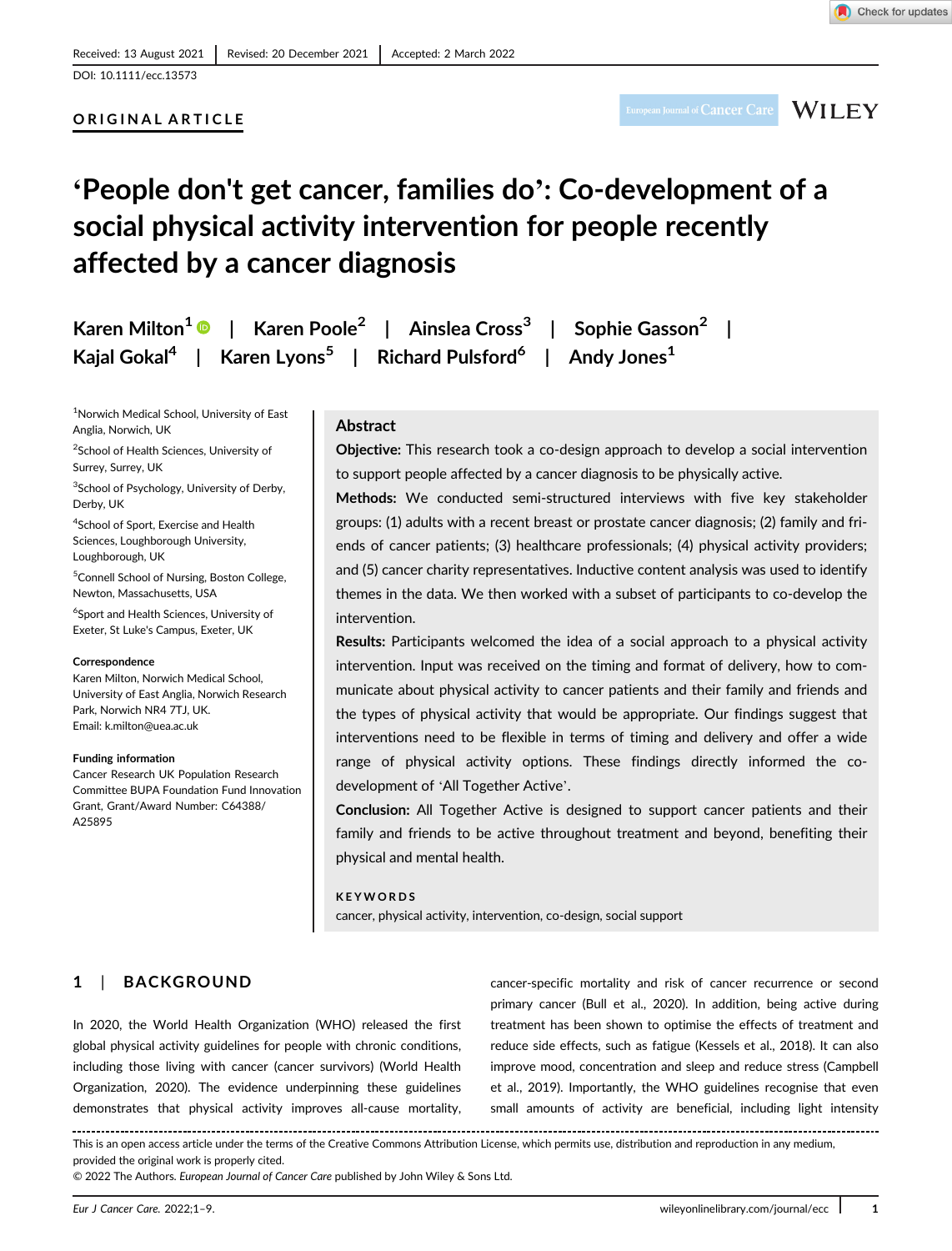Received: 13 August 2021 | Revised: 20 December 2021 | Accepted: 2 March 2022

DOI: 10.1111/ecc.13573

ORIGINAL ARTICLE

# 'People don't get cancer, families do': Co-development of a social physical activity intervention for people recently affected by a cancer diagnosis

Karen Milton[1] | Karen Poole[2] | Ainslea Cross[3] | Sophie Gasson[2] | Kajal Gokal[4] | Karen Lyons[5] | Richard Pulsford[6] | Andy Jones[1]

[1]Norwich Medical School, University of East Anglia, Norwich, UK

[2]School of Health Sciences, University of Surrey, Surrey, UK

[3]School of Psychology, University of Derby, Derby, UK

[4]School of Sport, Exercise and Health Sciences, Loughborough University, Loughborough, UK

[5]Connell School of Nursing, Boston College, Newton, Massachusetts, USA

[6]Sport and Health Sciences, University of Exeter, St Luke's Campus, Exeter, UK

**Correspondence**
Karen Milton, Norwich Medical School, University of East Anglia, Norwich Research Park, Norwich NR4 7TJ, UK.
Email: k.milton@uea.ac.uk

**Funding information**
Cancer Research UK Population Research Committee BUPA Foundation Fund Innovation Grant, Grant/Award Number: C64388/A25895

## Abstract

**Objective:** This research took a co-design approach to develop a social intervention to support people affected by a cancer diagnosis to be physically active.

**Methods:** We conducted semi-structured interviews with five key stakeholder groups: (1) adults with a recent breast or prostate cancer diagnosis; (2) family and friends of cancer patients; (3) healthcare professionals; (4) physical activity providers; and (5) cancer charity representatives. Inductive content analysis was used to identify themes in the data. We then worked with a subset of participants to co-develop the intervention.

**Results:** Participants welcomed the idea of a social approach to a physical activity intervention. Input was received on the timing and format of delivery, how to communicate about physical activity to cancer patients and their family and friends and the types of physical activity that would be appropriate. Our findings suggest that interventions need to be flexible in terms of timing and delivery and offer a wide range of physical activity options. These findings directly informed the co-development of 'All Together Active'.

**Conclusion:** All Together Active is designed to support cancer patients and their family and friends to be active throughout treatment and beyond, benefiting their physical and mental health.

**KEYWORDS**
cancer, physical activity, intervention, co-design, social support

## 1 | BACKGROUND

In 2020, the World Health Organization (WHO) released the first global physical activity guidelines for people with chronic conditions, including those living with cancer (cancer survivors) (World Health Organization, 2020). The evidence underpinning these guidelines demonstrates that physical activity improves all-cause mortality, cancer-specific mortality and risk of cancer recurrence or second primary cancer (Bull et al., 2020). In addition, being active during treatment has been shown to optimise the effects of treatment and reduce side effects, such as fatigue (Kessels et al., 2018). It can also improve mood, concentration and sleep and reduce stress (Campbell et al., 2019). Importantly, the WHO guidelines recognise that even small amounts of activity are beneficial, including light intensity

This is an open access article under the terms of the Creative Commons Attribution License, which permits use, distribution and reproduction in any medium, provided the original work is properly cited.
© 2022 The Authors. *European Journal of Cancer Care* published by John Wiley & Sons Ltd.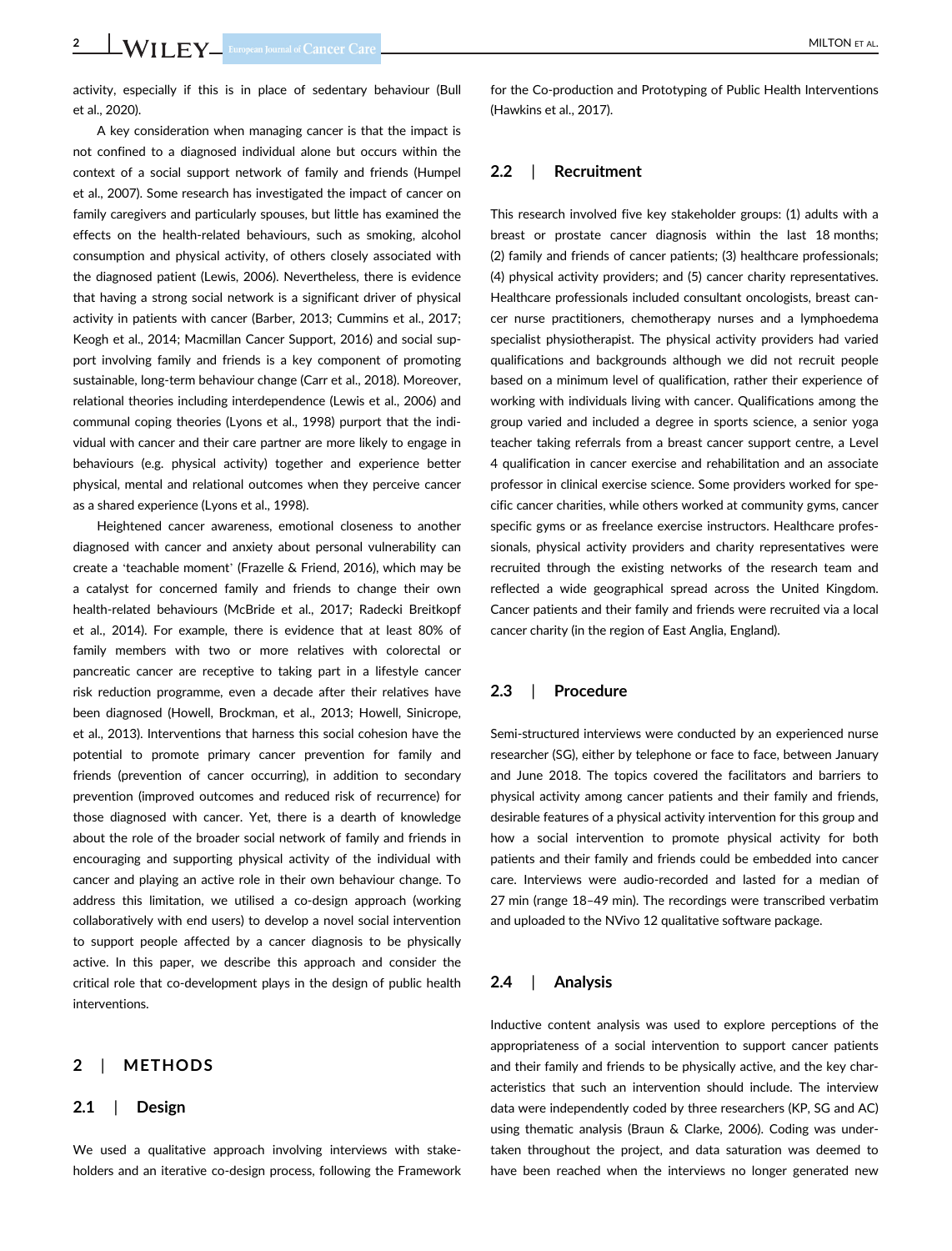activity, especially if this is in place of sedentary behaviour (Bull et al., 2020).

A key consideration when managing cancer is that the impact is not confined to a diagnosed individual alone but occurs within the context of a social support network of family and friends (Humpel et al., 2007). Some research has investigated the impact of cancer on family caregivers and particularly spouses, but little has examined the effects on the health-related behaviours, such as smoking, alcohol consumption and physical activity, of others closely associated with the diagnosed patient (Lewis, 2006). Nevertheless, there is evidence that having a strong social network is a significant driver of physical activity in patients with cancer (Barber, 2013; Cummins et al., 2017; Keogh et al., 2014; Macmillan Cancer Support, 2016) and social support involving family and friends is a key component of promoting sustainable, long-term behaviour change (Carr et al., 2018). Moreover, relational theories including interdependence (Lewis et al., 2006) and communal coping theories (Lyons et al., 1998) purport that the individual with cancer and their care partner are more likely to engage in behaviours (e.g. physical activity) together and experience better physical, mental and relational outcomes when they perceive cancer as a shared experience (Lyons et al., 1998).

Heightened cancer awareness, emotional closeness to another diagnosed with cancer and anxiety about personal vulnerability can create a 'teachable moment' (Frazelle & Friend, 2016), which may be a catalyst for concerned family and friends to change their own health-related behaviours (McBride et al., 2017; Radecki Breitkopf et al., 2014). For example, there is evidence that at least 80% of family members with two or more relatives with colorectal or pancreatic cancer are receptive to taking part in a lifestyle cancer risk reduction programme, even a decade after their relatives have been diagnosed (Howell, Brockman, et al., 2013; Howell, Sinicrope, et al., 2013). Interventions that harness this social cohesion have the potential to promote primary cancer prevention for family and friends (prevention of cancer occurring), in addition to secondary prevention (improved outcomes and reduced risk of recurrence) for those diagnosed with cancer. Yet, there is a dearth of knowledge about the role of the broader social network of family and friends in encouraging and supporting physical activity of the individual with cancer and playing an active role in their own behaviour change. To address this limitation, we utilised a co-design approach (working collaboratively with end users) to develop a novel social intervention to support people affected by a cancer diagnosis to be physically active. In this paper, we describe this approach and consider the critical role that co-development plays in the design of public health interventions.

## 2 | METHODS

### 2.1 | Design

We used a qualitative approach involving interviews with stakeholders and an iterative co-design process, following the Framework for the Co-production and Prototyping of Public Health Interventions (Hawkins et al., 2017).

### 2.2 | Recruitment

This research involved five key stakeholder groups: (1) adults with a breast or prostate cancer diagnosis within the last 18 months; (2) family and friends of cancer patients; (3) healthcare professionals; (4) physical activity providers; and (5) cancer charity representatives. Healthcare professionals included consultant oncologists, breast cancer nurse practitioners, chemotherapy nurses and a lymphoedema specialist physiotherapist. The physical activity providers had varied qualifications and backgrounds although we did not recruit people based on a minimum level of qualification, rather their experience of working with individuals living with cancer. Qualifications among the group varied and included a degree in sports science, a senior yoga teacher taking referrals from a breast cancer support centre, a Level 4 qualification in cancer exercise and rehabilitation and an associate professor in clinical exercise science. Some providers worked for specific cancer charities, while others worked at community gyms, cancer specific gyms or as freelance exercise instructors. Healthcare professionals, physical activity providers and charity representatives were recruited through the existing networks of the research team and reflected a wide geographical spread across the United Kingdom. Cancer patients and their family and friends were recruited via a local cancer charity (in the region of East Anglia, England).

### 2.3 | Procedure

Semi-structured interviews were conducted by an experienced nurse researcher (SG), either by telephone or face to face, between January and June 2018. The topics covered the facilitators and barriers to physical activity among cancer patients and their family and friends, desirable features of a physical activity intervention for this group and how a social intervention to promote physical activity for both patients and their family and friends could be embedded into cancer care. Interviews were audio-recorded and lasted for a median of 27 min (range 18–49 min). The recordings were transcribed verbatim and uploaded to the NVivo 12 qualitative software package.

### 2.4 | Analysis

Inductive content analysis was used to explore perceptions of the appropriateness of a social intervention to support cancer patients and their family and friends to be physically active, and the key characteristics that such an intervention should include. The interview data were independently coded by three researchers (KP, SG and AC) using thematic analysis (Braun & Clarke, 2006). Coding was undertaken throughout the project, and data saturation was deemed to have been reached when the interviews no longer generated new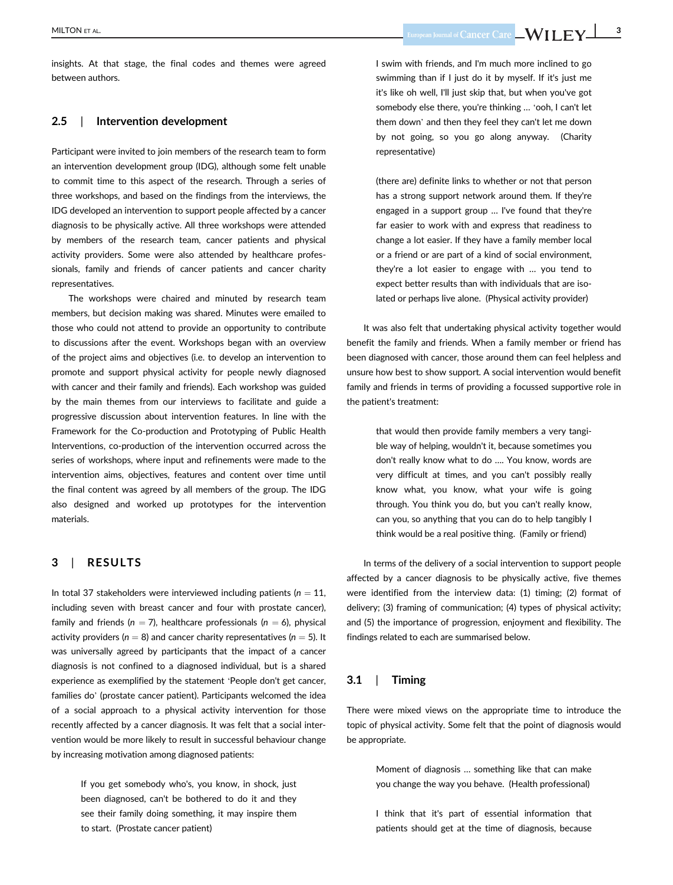insights. At that stage, the final codes and themes were agreed between authors.

### 2.5 | Intervention development

Participant were invited to join members of the research team to form an intervention development group (IDG), although some felt unable to commit time to this aspect of the research. Through a series of three workshops, and based on the findings from the interviews, the IDG developed an intervention to support people affected by a cancer diagnosis to be physically active. All three workshops were attended by members of the research team, cancer patients and physical activity providers. Some were also attended by healthcare professionals, family and friends of cancer patients and cancer charity representatives.

The workshops were chaired and minuted by research team members, but decision making was shared. Minutes were emailed to those who could not attend to provide an opportunity to contribute to discussions after the event. Workshops began with an overview of the project aims and objectives (i.e. to develop an intervention to promote and support physical activity for people newly diagnosed with cancer and their family and friends). Each workshop was guided by the main themes from our interviews to facilitate and guide a progressive discussion about intervention features. In line with the Framework for the Co-production and Prototyping of Public Health Interventions, co-production of the intervention occurred across the series of workshops, where input and refinements were made to the intervention aims, objectives, features and content over time until the final content was agreed by all members of the group. The IDG also designed and worked up prototypes for the intervention materials.

## 3 | RESULTS

In total 37 stakeholders were interviewed including patients ($n = 11$, including seven with breast cancer and four with prostate cancer), family and friends ($n = 7$), healthcare professionals ($n = 6$), physical activity providers ($n = 8$) and cancer charity representatives ($n = 5$). It was universally agreed by participants that the impact of a cancer diagnosis is not confined to a diagnosed individual, but is a shared experience as exemplified by the statement 'People don't get cancer, families do' (prostate cancer patient). Participants welcomed the idea of a social approach to a physical activity intervention for those recently affected by a cancer diagnosis. It was felt that a social intervention would be more likely to result in successful behaviour change by increasing motivation among diagnosed patients:

> If you get somebody who's, you know, in shock, just been diagnosed, can't be bothered to do it and they see their family doing something, it may inspire them to start. (Prostate cancer patient)

> I swim with friends, and I'm much more inclined to go swimming than if I just do it by myself. If it's just me it's like oh well, I'll just skip that, but when you've got somebody else there, you're thinking … 'ooh, I can't let them down' and then they feel they can't let me down by not going, so you go along anyway. (Charity representative)

> (there are) definite links to whether or not that person has a strong support network around them. If they're engaged in a support group … I've found that they're far easier to work with and express that readiness to change a lot easier. If they have a family member local or a friend or are part of a kind of social environment, they're a lot easier to engage with … you tend to expect better results than with individuals that are isolated or perhaps live alone. (Physical activity provider)

It was also felt that undertaking physical activity together would benefit the family and friends. When a family member or friend has been diagnosed with cancer, those around them can feel helpless and unsure how best to show support. A social intervention would benefit family and friends in terms of providing a focussed supportive role in the patient's treatment:

> that would then provide family members a very tangible way of helping, wouldn't it, because sometimes you don't really know what to do …. You know, words are very difficult at times, and you can't possibly really know what, you know, what your wife is going through. You think you do, but you can't really know, can you, so anything that you can do to help tangibly I think would be a real positive thing. (Family or friend)

In terms of the delivery of a social intervention to support people affected by a cancer diagnosis to be physically active, five themes were identified from the interview data: (1) timing; (2) format of delivery; (3) framing of communication; (4) types of physical activity; and (5) the importance of progression, enjoyment and flexibility. The findings related to each are summarised below.

### 3.1 | Timing

There were mixed views on the appropriate time to introduce the topic of physical activity. Some felt that the point of diagnosis would be appropriate.

> Moment of diagnosis … something like that can make you change the way you behave. (Health professional)

> I think that it's part of essential information that patients should get at the time of diagnosis, because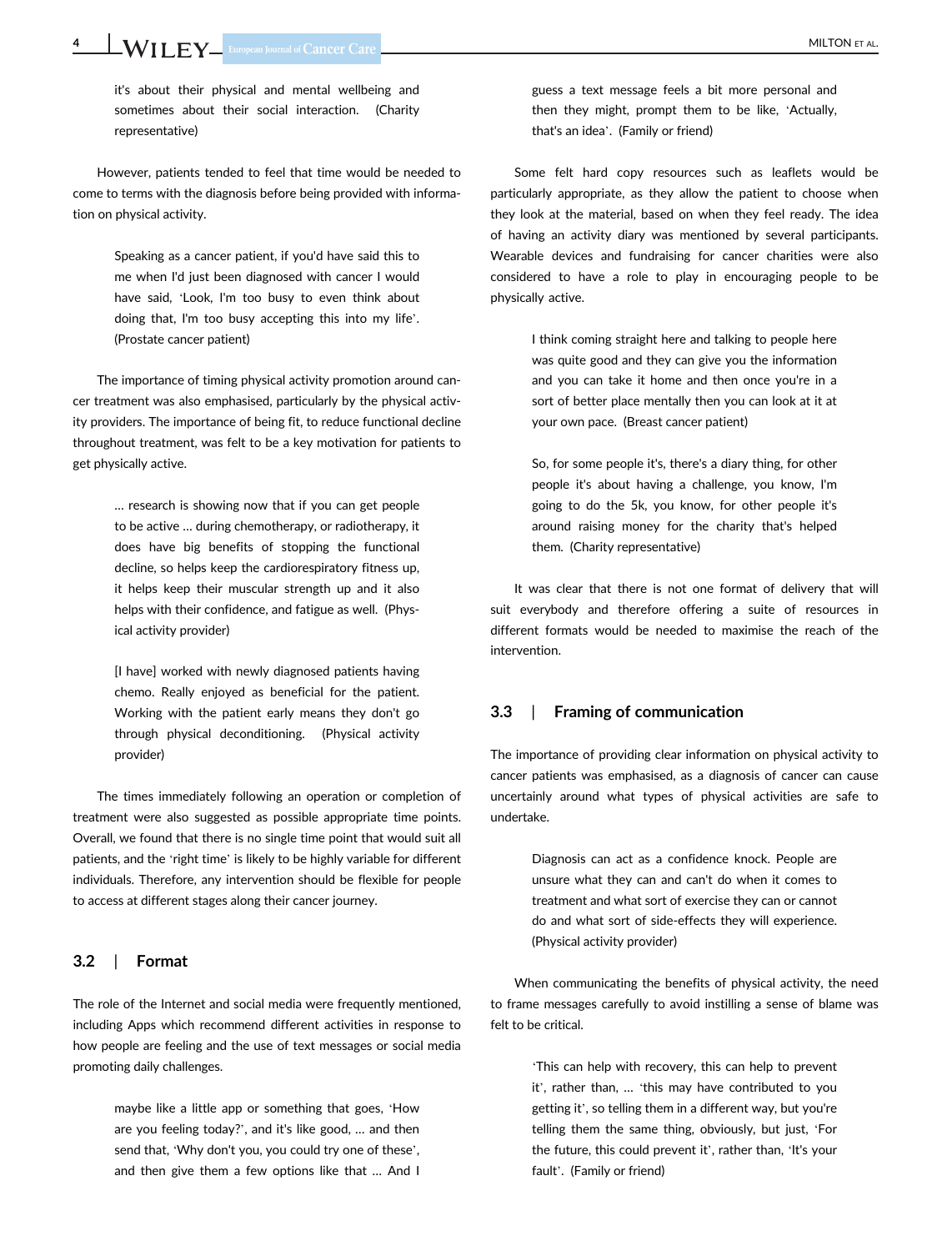it's about their physical and mental wellbeing and sometimes about their social interaction. (Charity representative)

However, patients tended to feel that time would be needed to come to terms with the diagnosis before being provided with information on physical activity.

> Speaking as a cancer patient, if you'd have said this to me when I'd just been diagnosed with cancer I would have said, 'Look, I'm too busy to even think about doing that, I'm too busy accepting this into my life'. (Prostate cancer patient)

The importance of timing physical activity promotion around cancer treatment was also emphasised, particularly by the physical activity providers. The importance of being fit, to reduce functional decline throughout treatment, was felt to be a key motivation for patients to get physically active.

> … research is showing now that if you can get people to be active … during chemotherapy, or radiotherapy, it does have big benefits of stopping the functional decline, so helps keep the cardiorespiratory fitness up, it helps keep their muscular strength up and it also helps with their confidence, and fatigue as well. (Physical activity provider)

> [I have] worked with newly diagnosed patients having chemo. Really enjoyed as beneficial for the patient. Working with the patient early means they don't go through physical deconditioning. (Physical activity provider)

The times immediately following an operation or completion of treatment were also suggested as possible appropriate time points. Overall, we found that there is no single time point that would suit all patients, and the 'right time' is likely to be highly variable for different individuals. Therefore, any intervention should be flexible for people to access at different stages along their cancer journey.

### 3.2 | Format

The role of the Internet and social media were frequently mentioned, including Apps which recommend different activities in response to how people are feeling and the use of text messages or social media promoting daily challenges.

> maybe like a little app or something that goes, 'How are you feeling today?', and it's like good, … and then send that, 'Why don't you, you could try one of these', and then give them a few options like that … And I guess a text message feels a bit more personal and then they might, prompt them to be like, 'Actually, that's an idea'. (Family or friend)

Some felt hard copy resources such as leaflets would be particularly appropriate, as they allow the patient to choose when they look at the material, based on when they feel ready. The idea of having an activity diary was mentioned by several participants. Wearable devices and fundraising for cancer charities were also considered to have a role to play in encouraging people to be physically active.

> I think coming straight here and talking to people here was quite good and they can give you the information and you can take it home and then once you're in a sort of better place mentally then you can look at it at your own pace. (Breast cancer patient)

> So, for some people it's, there's a diary thing, for other people it's about having a challenge, you know, I'm going to do the 5k, you know, for other people it's around raising money for the charity that's helped them. (Charity representative)

It was clear that there is not one format of delivery that will suit everybody and therefore offering a suite of resources in different formats would be needed to maximise the reach of the intervention.

### 3.3 | Framing of communication

The importance of providing clear information on physical activity to cancer patients was emphasised, as a diagnosis of cancer can cause uncertainly around what types of physical activities are safe to undertake.

> Diagnosis can act as a confidence knock. People are unsure what they can and can't do when it comes to treatment and what sort of exercise they can or cannot do and what sort of side-effects they will experience. (Physical activity provider)

When communicating the benefits of physical activity, the need to frame messages carefully to avoid instilling a sense of blame was felt to be critical.

> 'This can help with recovery, this can help to prevent it', rather than, … 'this may have contributed to you getting it', so telling them in a different way, but you're telling them the same thing, obviously, but just, 'For the future, this could prevent it', rather than, 'It's your fault'. (Family or friend)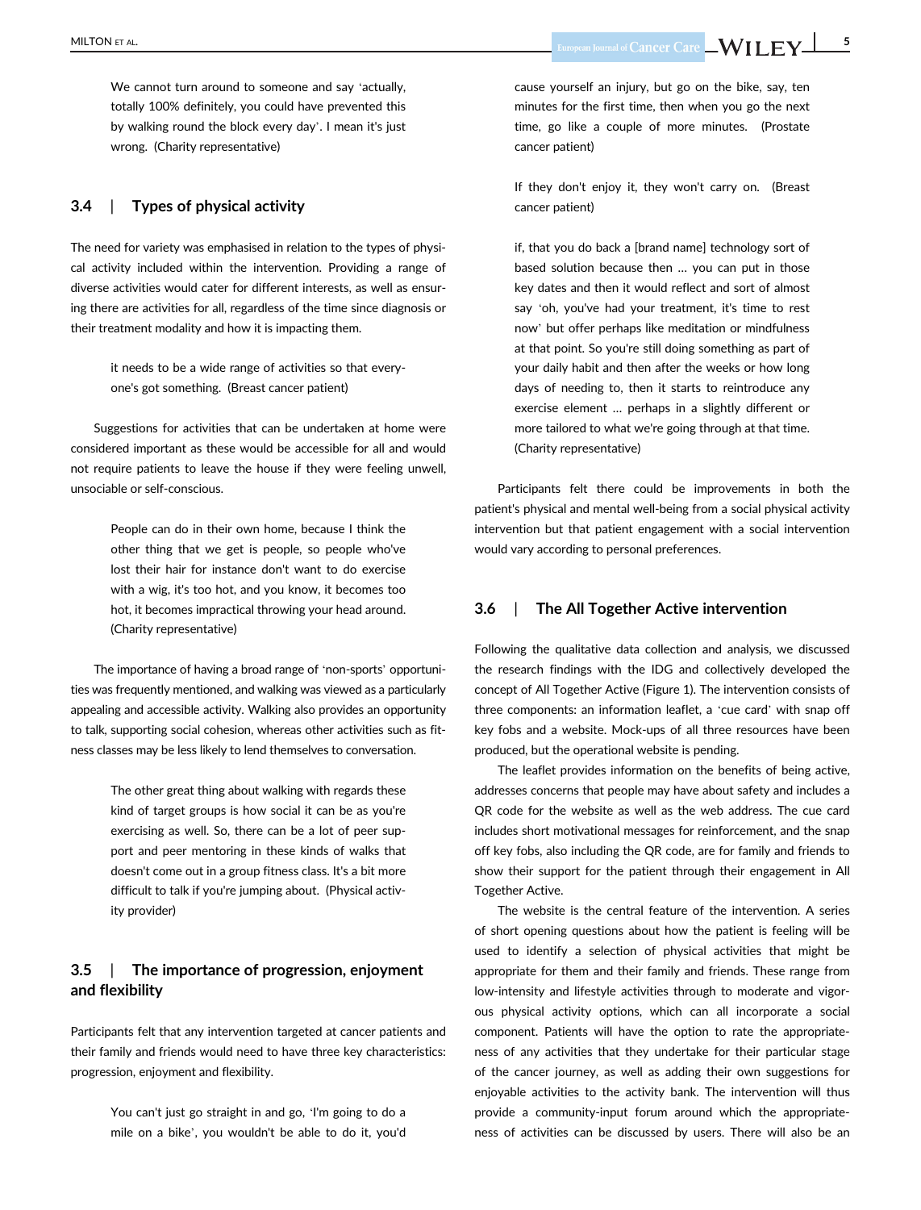We cannot turn around to someone and say 'actually, totally 100% definitely, you could have prevented this by walking round the block every day'. I mean it's just wrong. (Charity representative)

### 3.4 | Types of physical activity

The need for variety was emphasised in relation to the types of physical activity included within the intervention. Providing a range of diverse activities would cater for different interests, as well as ensuring there are activities for all, regardless of the time since diagnosis or their treatment modality and how it is impacting them.

> it needs to be a wide range of activities so that everyone's got something. (Breast cancer patient)

Suggestions for activities that can be undertaken at home were considered important as these would be accessible for all and would not require patients to leave the house if they were feeling unwell, unsociable or self-conscious.

> People can do in their own home, because I think the other thing that we get is people, so people who've lost their hair for instance don't want to do exercise with a wig, it's too hot, and you know, it becomes too hot, it becomes impractical throwing your head around. (Charity representative)

The importance of having a broad range of 'non-sports' opportunities was frequently mentioned, and walking was viewed as a particularly appealing and accessible activity. Walking also provides an opportunity to talk, supporting social cohesion, whereas other activities such as fitness classes may be less likely to lend themselves to conversation.

> The other great thing about walking with regards these kind of target groups is how social it can be as you're exercising as well. So, there can be a lot of peer support and peer mentoring in these kinds of walks that doesn't come out in a group fitness class. It's a bit more difficult to talk if you're jumping about. (Physical activity provider)

### 3.5 | The importance of progression, enjoyment and flexibility

Participants felt that any intervention targeted at cancer patients and their family and friends would need to have three key characteristics: progression, enjoyment and flexibility.

> You can't just go straight in and go, 'I'm going to do a mile on a bike', you wouldn't be able to do it, you'd cause yourself an injury, but go on the bike, say, ten minutes for the first time, then when you go the next time, go like a couple of more minutes. (Prostate cancer patient)

> If they don't enjoy it, they won't carry on. (Breast cancer patient)

> if, that you do back a [brand name] technology sort of based solution because then … you can put in those key dates and then it would reflect and sort of almost say 'oh, you've had your treatment, it's time to rest now' but offer perhaps like meditation or mindfulness at that point. So you're still doing something as part of your daily habit and then after the weeks or how long days of needing to, then it starts to reintroduce any exercise element … perhaps in a slightly different or more tailored to what we're going through at that time. (Charity representative)

Participants felt there could be improvements in both the patient's physical and mental well-being from a social physical activity intervention but that patient engagement with a social intervention would vary according to personal preferences.

### 3.6 | The All Together Active intervention

Following the qualitative data collection and analysis, we discussed the research findings with the IDG and collectively developed the concept of All Together Active (Figure 1). The intervention consists of three components: an information leaflet, a 'cue card' with snap off key fobs and a website. Mock-ups of all three resources have been produced, but the operational website is pending.

The leaflet provides information on the benefits of being active, addresses concerns that people may have about safety and includes a QR code for the website as well as the web address. The cue card includes short motivational messages for reinforcement, and the snap off key fobs, also including the QR code, are for family and friends to show their support for the patient through their engagement in All Together Active.

The website is the central feature of the intervention. A series of short opening questions about how the patient is feeling will be used to identify a selection of physical activities that might be appropriate for them and their family and friends. These range from low-intensity and lifestyle activities through to moderate and vigorous physical activity options, which can all incorporate a social component. Patients will have the option to rate the appropriateness of any activities that they undertake for their particular stage of the cancer journey, as well as adding their own suggestions for enjoyable activities to the activity bank. The intervention will thus provide a community-input forum around which the appropriateness of activities can be discussed by users. There will also be an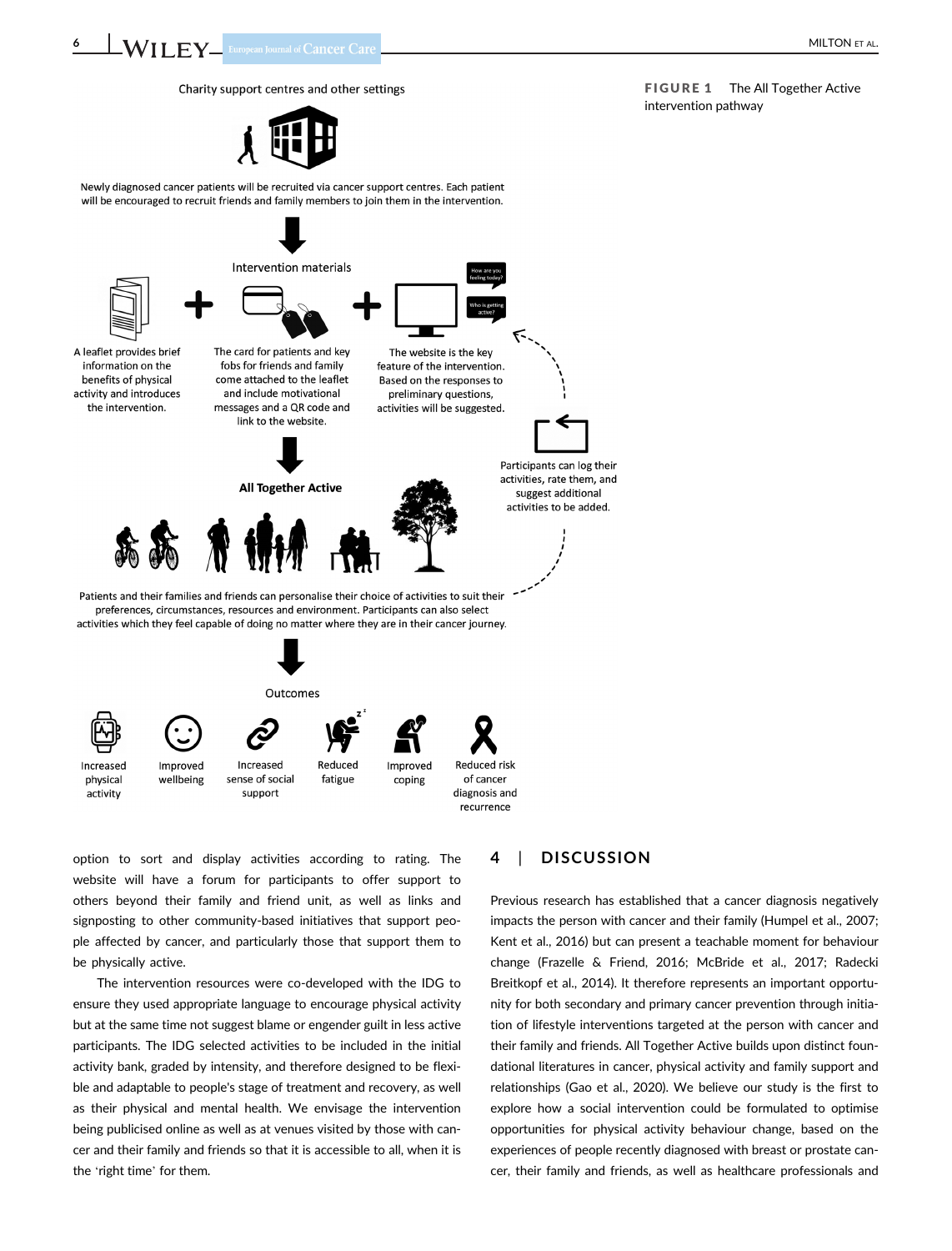Charity support centres and other settings

Newly diagnosed cancer patients will be recruited via cancer support centres. Each patient will be encouraged to recruit friends and family members to join them in the intervention.

Intervention materials

A leaflet provides brief information on the benefits of physical activity and introduces the intervention.

The card for patients and key fobs for friends and family come attached to the leaflet and include motivational messages and a QR code and link to the website.

The website is the key feature of the intervention. Based on the responses to preliminary questions, activities will be suggested.

How are you feeling today?

Who is getting active?

Participants can log their activities, rate them, and suggest additional activities to be added.

All Together Active

Patients and their families and friends can personalise their choice of activities to suit their preferences, circumstances, resources and environment. Participants can also select activities which they feel capable of doing no matter where they are in their cancer journey.

Outcomes

Increased physical activity

Improved wellbeing

Increased sense of social support

Reduced fatigue

Improved coping

Reduced risk of cancer diagnosis and recurrence

**FIGURE 1** The All Together Active intervention pathway

option to sort and display activities according to rating. The website will have a forum for participants to offer support to others beyond their family and friend unit, as well as links and signposting to other community-based initiatives that support people affected by cancer, and particularly those that support them to be physically active.

The intervention resources were co-developed with the IDG to ensure they used appropriate language to encourage physical activity but at the same time not suggest blame or engender guilt in less active participants. The IDG selected activities to be included in the initial activity bank, graded by intensity, and therefore designed to be flexible and adaptable to people's stage of treatment and recovery, as well as their physical and mental health. We envisage the intervention being publicised online as well as at venues visited by those with cancer and their family and friends so that it is accessible to all, when it is the 'right time' for them.

## 4 | DISCUSSION

Previous research has established that a cancer diagnosis negatively impacts the person with cancer and their family (Humpel et al., 2007; Kent et al., 2016) but can present a teachable moment for behaviour change (Frazelle & Friend, 2016; McBride et al., 2017; Radecki Breitkopf et al., 2014). It therefore represents an important opportunity for both secondary and primary cancer prevention through initiation of lifestyle interventions targeted at the person with cancer and their family and friends. All Together Active builds upon distinct foundational literatures in cancer, physical activity and family support and relationships (Gao et al., 2020). We believe our study is the first to explore how a social intervention could be formulated to optimise opportunities for physical activity behaviour change, based on the experiences of people recently diagnosed with breast or prostate cancer, their family and friends, as well as healthcare professionals and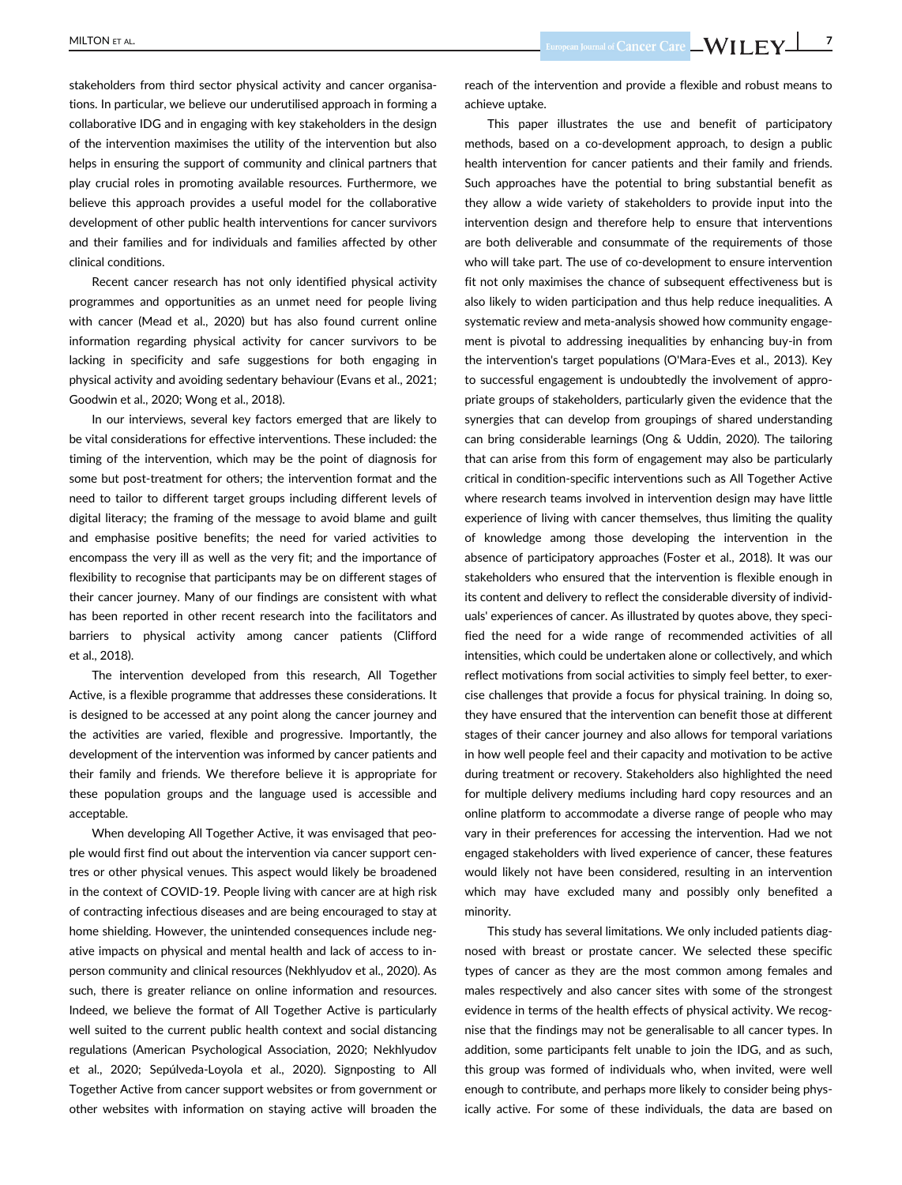stakeholders from third sector physical activity and cancer organisations. In particular, we believe our underutilised approach in forming a collaborative IDG and in engaging with key stakeholders in the design of the intervention maximises the utility of the intervention but also helps in ensuring the support of community and clinical partners that play crucial roles in promoting available resources. Furthermore, we believe this approach provides a useful model for the collaborative development of other public health interventions for cancer survivors and their families and for individuals and families affected by other clinical conditions.

Recent cancer research has not only identified physical activity programmes and opportunities as an unmet need for people living with cancer (Mead et al., 2020) but has also found current online information regarding physical activity for cancer survivors to be lacking in specificity and safe suggestions for both engaging in physical activity and avoiding sedentary behaviour (Evans et al., 2021; Goodwin et al., 2020; Wong et al., 2018).

In our interviews, several key factors emerged that are likely to be vital considerations for effective interventions. These included: the timing of the intervention, which may be the point of diagnosis for some but post-treatment for others; the intervention format and the need to tailor to different target groups including different levels of digital literacy; the framing of the message to avoid blame and guilt and emphasise positive benefits; the need for varied activities to encompass the very ill as well as the very fit; and the importance of flexibility to recognise that participants may be on different stages of their cancer journey. Many of our findings are consistent with what has been reported in other recent research into the facilitators and barriers to physical activity among cancer patients (Clifford et al., 2018).

The intervention developed from this research, All Together Active, is a flexible programme that addresses these considerations. It is designed to be accessed at any point along the cancer journey and the activities are varied, flexible and progressive. Importantly, the development of the intervention was informed by cancer patients and their family and friends. We therefore believe it is appropriate for these population groups and the language used is accessible and acceptable.

When developing All Together Active, it was envisaged that people would first find out about the intervention via cancer support centres or other physical venues. This aspect would likely be broadened in the context of COVID-19. People living with cancer are at high risk of contracting infectious diseases and are being encouraged to stay at home shielding. However, the unintended consequences include negative impacts on physical and mental health and lack of access to in-person community and clinical resources (Nekhlyudov et al., 2020). As such, there is greater reliance on online information and resources. Indeed, we believe the format of All Together Active is particularly well suited to the current public health context and social distancing regulations (American Psychological Association, 2020; Nekhlyudov et al., 2020; Sepúlveda-Loyola et al., 2020). Signposting to All Together Active from cancer support websites or from government or other websites with information on staying active will broaden the reach of the intervention and provide a flexible and robust means to achieve uptake.

This paper illustrates the use and benefit of participatory methods, based on a co-development approach, to design a public health intervention for cancer patients and their family and friends. Such approaches have the potential to bring substantial benefit as they allow a wide variety of stakeholders to provide input into the intervention design and therefore help to ensure that interventions are both deliverable and consummate of the requirements of those who will take part. The use of co-development to ensure intervention fit not only maximises the chance of subsequent effectiveness but is also likely to widen participation and thus help reduce inequalities. A systematic review and meta-analysis showed how community engagement is pivotal to addressing inequalities by enhancing buy-in from the intervention's target populations (O'Mara-Eves et al., 2013). Key to successful engagement is undoubtedly the involvement of appropriate groups of stakeholders, particularly given the evidence that the synergies that can develop from groupings of shared understanding can bring considerable learnings (Ong & Uddin, 2020). The tailoring that can arise from this form of engagement may also be particularly critical in condition-specific interventions such as All Together Active where research teams involved in intervention design may have little experience of living with cancer themselves, thus limiting the quality of knowledge among those developing the intervention in the absence of participatory approaches (Foster et al., 2018). It was our stakeholders who ensured that the intervention is flexible enough in its content and delivery to reflect the considerable diversity of individuals' experiences of cancer. As illustrated by quotes above, they specified the need for a wide range of recommended activities of all intensities, which could be undertaken alone or collectively, and which reflect motivations from social activities to simply feel better, to exercise challenges that provide a focus for physical training. In doing so, they have ensured that the intervention can benefit those at different stages of their cancer journey and also allows for temporal variations in how well people feel and their capacity and motivation to be active during treatment or recovery. Stakeholders also highlighted the need for multiple delivery mediums including hard copy resources and an online platform to accommodate a diverse range of people who may vary in their preferences for accessing the intervention. Had we not engaged stakeholders with lived experience of cancer, these features would likely not have been considered, resulting in an intervention which may have excluded many and possibly only benefited a minority.

This study has several limitations. We only included patients diagnosed with breast or prostate cancer. We selected these specific types of cancer as they are the most common among females and males respectively and also cancer sites with some of the strongest evidence in terms of the health effects of physical activity. We recognise that the findings may not be generalisable to all cancer types. In addition, some participants felt unable to join the IDG, and as such, this group was formed of individuals who, when invited, were well enough to contribute, and perhaps more likely to consider being physically active. For some of these individuals, the data are based on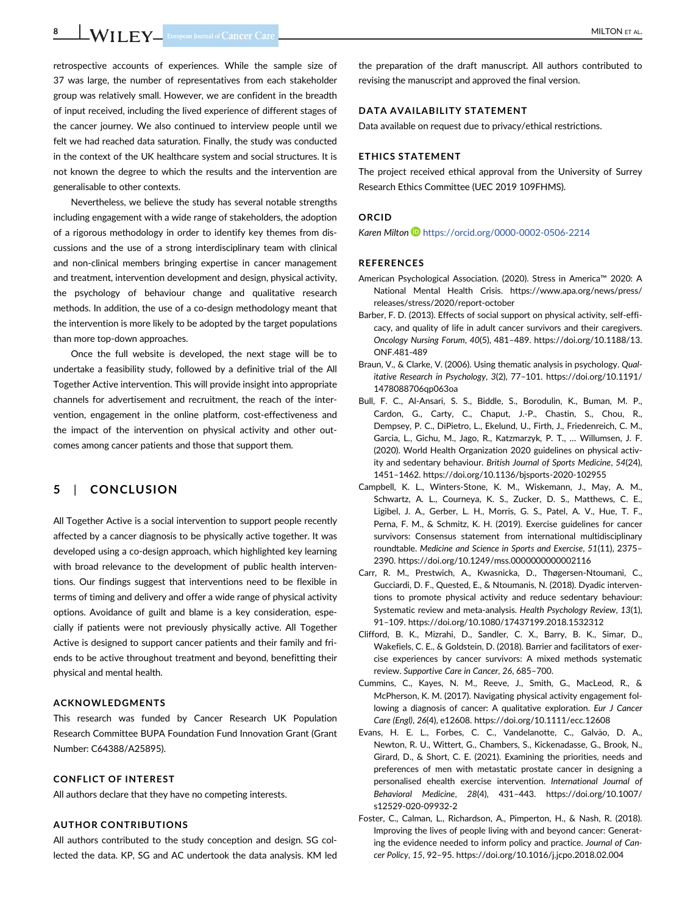retrospective accounts of experiences. While the sample size of 37 was large, the number of representatives from each stakeholder group was relatively small. However, we are confident in the breadth of input received, including the lived experience of different stages of the cancer journey. We also continued to interview people until we felt we had reached data saturation. Finally, the study was conducted in the context of the UK healthcare system and social structures. It is not known the degree to which the results and the intervention are generalisable to other contexts.

Nevertheless, we believe the study has several notable strengths including engagement with a wide range of stakeholders, the adoption of a rigorous methodology in order to identify key themes from discussions and the use of a strong interdisciplinary team with clinical and non-clinical members bringing expertise in cancer management and treatment, intervention development and design, physical activity, the psychology of behaviour change and qualitative research methods. In addition, the use of a co-design methodology meant that the intervention is more likely to be adopted by the target populations than more top-down approaches.

Once the full website is developed, the next stage will be to undertake a feasibility study, followed by a definitive trial of the All Together Active intervention. This will provide insight into appropriate channels for advertisement and recruitment, the reach of the intervention, engagement in the online platform, cost-effectiveness and the impact of the intervention on physical activity and other outcomes among cancer patients and those that support them.

## 5 | CONCLUSION

All Together Active is a social intervention to support people recently affected by a cancer diagnosis to be physically active together. It was developed using a co-design approach, which highlighted key learning with broad relevance to the development of public health interventions. Our findings suggest that interventions need to be flexible in terms of timing and delivery and offer a wide range of physical activity options. Avoidance of guilt and blame is a key consideration, especially if patients were not previously physically active. All Together Active is designed to support cancer patients and their family and friends to be active throughout treatment and beyond, benefitting their physical and mental health.

### ACKNOWLEDGMENTS

This research was funded by Cancer Research UK Population Research Committee BUPA Foundation Fund Innovation Grant (Grant Number: C64388/A25895).

### CONFLICT OF INTEREST

All authors declare that they have no competing interests.

### AUTHOR CONTRIBUTIONS

All authors contributed to the study conception and design. SG collected the data. KP, SG and AC undertook the data analysis. KM led the preparation of the draft manuscript. All authors contributed to revising the manuscript and approved the final version.

### DATA AVAILABILITY STATEMENT

Data available on request due to privacy/ethical restrictions.

### ETHICS STATEMENT

The project received ethical approval from the University of Surrey Research Ethics Committee (UEC 2019 109FHMS).

### ORCID

*Karen Milton* https://orcid.org/0000-0002-0506-2214

### REFERENCES

American Psychological Association. (2020). Stress in America™ 2020: A National Mental Health Crisis. https://www.apa.org/news/press/releases/stress/2020/report-october

Barber, F. D. (2013). Effects of social support on physical activity, self-efficacy, and quality of life in adult cancer survivors and their caregivers. *Oncology Nursing Forum*, *40*(5), 481–489. https://doi.org/10.1188/13.ONF.481-489

Braun, V., & Clarke, V. (2006). Using thematic analysis in psychology. *Qualitative Research in Psychology*, *3*(2), 77–101. https://doi.org/10.1191/1478088706qp063oa

Bull, F. C., Al-Ansari, S. S., Biddle, S., Borodulin, K., Buman, M. P., Cardon, G., Carty, C., Chaput, J.-P., Chastin, S., Chou, R., Dempsey, P. C., DiPietro, L., Ekelund, U., Firth, J., Friedenreich, C. M., Garcia, L., Gichu, M., Jago, R., Katzmarzyk, P. T., … Willumsen, J. F. (2020). World Health Organization 2020 guidelines on physical activity and sedentary behaviour. *British Journal of Sports Medicine*, *54*(24), 1451–1462. https://doi.org/10.1136/bjsports-2020-102955

Campbell, K. L., Winters-Stone, K. M., Wiskemann, J., May, A. M., Schwartz, A. L., Courneya, K. S., Zucker, D. S., Matthews, C. E., Ligibel, J. A., Gerber, L. H., Morris, G. S., Patel, A. V., Hue, T. F., Perna, F. M., & Schmitz, K. H. (2019). Exercise guidelines for cancer survivors: Consensus statement from international multidisciplinary roundtable. *Medicine and Science in Sports and Exercise*, *51*(11), 2375–2390. https://doi.org/10.1249/mss.0000000000002116

Carr, R. M., Prestwich, A., Kwasnicka, D., Thøgersen-Ntoumani, C., Gucciardi, D. F., Quested, E., & Ntoumanis, N. (2018). Dyadic interventions to promote physical activity and reduce sedentary behaviour: Systematic review and meta-analysis. *Health Psychology Review*, *13*(1), 91–109. https://doi.org/10.1080/17437199.2018.1532312

Clifford, B. K., Mizrahi, D., Sandler, C. X., Barry, B. K., Simar, D., Wakefiels, C. E., & Goldstein, D. (2018). Barrier and facilitators of exercise experiences by cancer survivors: A mixed methods systematic review. *Supportive Care in Cancer*, *26*, 685–700.

Cummins, C., Kayes, N. M., Reeve, J., Smith, G., MacLeod, R., & McPherson, K. M. (2017). Navigating physical activity engagement following a diagnosis of cancer: A qualitative exploration. *Eur J Cancer Care (Engl)*, *26*(4), e12608. https://doi.org/10.1111/ecc.12608

Evans, H. E. L., Forbes, C. C., Vandelanotte, C., Galvão, D. A., Newton, R. U., Wittert, G., Chambers, S., Kickenadasse, G., Brook, N., Girard, D., & Short, C. E. (2021). Examining the priorities, needs and preferences of men with metastatic prostate cancer in designing a personalised ehealth exercise intervention. *International Journal of Behavioral Medicine*, *28*(4), 431–443. https://doi.org/10.1007/s12529-020-09932-2

Foster, C., Calman, L., Richardson, A., Pimperton, H., & Nash, R. (2018). Improving the lives of people living with and beyond cancer: Generating the evidence needed to inform policy and practice. *Journal of Cancer Policy*, *15*, 92–95. https://doi.org/10.1016/j.jcpo.2018.02.004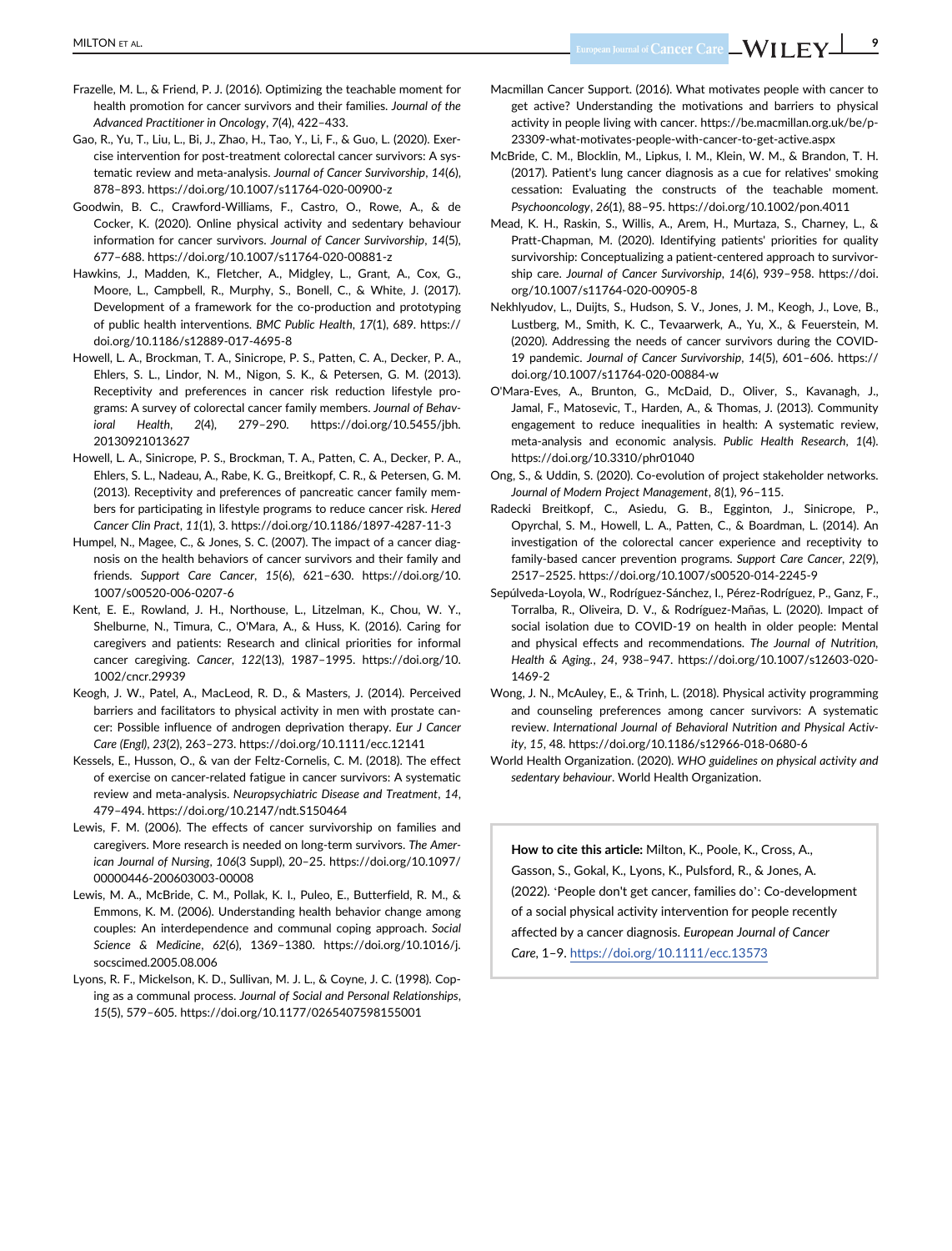Frazelle, M. L., & Friend, P. J. (2016). Optimizing the teachable moment for health promotion for cancer survivors and their families. *Journal of the Advanced Practitioner in Oncology*, *7*(4), 422–433.

Gao, R., Yu, T., Liu, L., Bi, J., Zhao, H., Tao, Y., Li, F., & Guo, L. (2020). Exercise intervention for post-treatment colorectal cancer survivors: A systematic review and meta-analysis. *Journal of Cancer Survivorship*, *14*(6), 878–893. https://doi.org/10.1007/s11764-020-00900-z

Goodwin, B. C., Crawford-Williams, F., Castro, O., Rowe, A., & de Cocker, K. (2020). Online physical activity and sedentary behaviour information for cancer survivors. *Journal of Cancer Survivorship*, *14*(5), 677–688. https://doi.org/10.1007/s11764-020-00881-z

Hawkins, J., Madden, K., Fletcher, A., Midgley, L., Grant, A., Cox, G., Moore, L., Campbell, R., Murphy, S., Bonell, C., & White, J. (2017). Development of a framework for the co-production and prototyping of public health interventions. *BMC Public Health*, *17*(1), 689. https://doi.org/10.1186/s12889-017-4695-8

Howell, L. A., Brockman, T. A., Sinicrope, P. S., Patten, C. A., Decker, P. A., Ehlers, S. L., Lindor, N. M., Nigon, S. K., & Petersen, G. M. (2013). Receptivity and preferences in cancer risk reduction lifestyle programs: A survey of colorectal cancer family members. *Journal of Behavioral Health*, *2*(4), 279–290. https://doi.org/10.5455/jbh.20130921013627

Howell, L. A., Sinicrope, P. S., Brockman, T. A., Patten, C. A., Decker, P. A., Ehlers, S. L., Nadeau, A., Rabe, K. G., Breitkopf, C. R., & Petersen, G. M. (2013). Receptivity and preferences of pancreatic cancer family members for participating in lifestyle programs to reduce cancer risk. *Hered Cancer Clin Pract*, *11*(1), 3. https://doi.org/10.1186/1897-4287-11-3

Humpel, N., Magee, C., & Jones, S. C. (2007). The impact of a cancer diagnosis on the health behaviors of cancer survivors and their family and friends. *Support Care Cancer*, *15*(6), 621–630. https://doi.org/10.1007/s00520-006-0207-6

Kent, E. E., Rowland, J. H., Northouse, L., Litzelman, K., Chou, W. Y., Shelburne, N., Timura, C., O'Mara, A., & Huss, K. (2016). Caring for caregivers and patients: Research and clinical priorities for informal cancer caregiving. *Cancer*, *122*(13), 1987–1995. https://doi.org/10.1002/cncr.29939

Keogh, J. W., Patel, A., MacLeod, R. D., & Masters, J. (2014). Perceived barriers and facilitators to physical activity in men with prostate cancer: Possible influence of androgen deprivation therapy. *Eur J Cancer Care (Engl)*, *23*(2), 263–273. https://doi.org/10.1111/ecc.12141

Kessels, E., Husson, O., & van der Feltz-Cornelis, C. M. (2018). The effect of exercise on cancer-related fatigue in cancer survivors: A systematic review and meta-analysis. *Neuropsychiatric Disease and Treatment*, *14*, 479–494. https://doi.org/10.2147/ndt.S150464

Lewis, F. M. (2006). The effects of cancer survivorship on families and caregivers. More research is needed on long-term survivors. *The American Journal of Nursing*, *106*(3 Suppl), 20–25. https://doi.org/10.1097/00000446-200603003-00008

Lewis, M. A., McBride, C. M., Pollak, K. I., Puleo, E., Butterfield, R. M., & Emmons, K. M. (2006). Understanding health behavior change among couples: An interdependence and communal coping approach. *Social Science & Medicine*, *62*(6), 1369–1380. https://doi.org/10.1016/j.socscimed.2005.08.006

Lyons, R. F., Mickelson, K. D., Sullivan, M. J. L., & Coyne, J. C. (1998). Coping as a communal process. *Journal of Social and Personal Relationships*, *15*(5), 579–605. https://doi.org/10.1177/0265407598155001

Macmillan Cancer Support. (2016). What motivates people with cancer to get active? Understanding the motivations and barriers to physical activity in people living with cancer. https://be.macmillan.org.uk/be/p-23309-what-motivates-people-with-cancer-to-get-active.aspx

McBride, C. M., Blocklin, M., Lipkus, I. M., Klein, W. M., & Brandon, T. H. (2017). Patient's lung cancer diagnosis as a cue for relatives' smoking cessation: Evaluating the constructs of the teachable moment. *Psychooncology*, *26*(1), 88–95. https://doi.org/10.1002/pon.4011

Mead, K. H., Raskin, S., Willis, A., Arem, H., Murtaza, S., Charney, L., & Pratt-Chapman, M. (2020). Identifying patients' priorities for quality survivorship: Conceptualizing a patient-centered approach to survivorship care. *Journal of Cancer Survivorship*, *14*(6), 939–958. https://doi.org/10.1007/s11764-020-00905-8

Nekhlyudov, L., Duijts, S., Hudson, S. V., Jones, J. M., Keogh, J., Love, B., Lustberg, M., Smith, K. C., Tevaarwerk, A., Yu, X., & Feuerstein, M. (2020). Addressing the needs of cancer survivors during the COVID-19 pandemic. *Journal of Cancer Survivorship*, *14*(5), 601–606. https://doi.org/10.1007/s11764-020-00884-w

O'Mara-Eves, A., Brunton, G., McDaid, D., Oliver, S., Kavanagh, J., Jamal, F., Matosevic, T., Harden, A., & Thomas, J. (2013). Community engagement to reduce inequalities in health: A systematic review, meta-analysis and economic analysis. *Public Health Research*, *1*(4). https://doi.org/10.3310/phr01040

Ong, S., & Uddin, S. (2020). Co-evolution of project stakeholder networks. *Journal of Modern Project Management*, *8*(1), 96–115.

Radecki Breitkopf, C., Asiedu, G. B., Egginton, J., Sinicrope, P., Opyrchal, S. M., Howell, L. A., Patten, C., & Boardman, L. (2014). An investigation of the colorectal cancer experience and receptivity to family-based cancer prevention programs. *Support Care Cancer*, *22*(9), 2517–2525. https://doi.org/10.1007/s00520-014-2245-9

Sepúlveda-Loyola, W., Rodríguez-Sánchez, I., Pérez-Rodríguez, P., Ganz, F., Torralba, R., Oliveira, D. V., & Rodríguez-Mañas, L. (2020). Impact of social isolation due to COVID-19 on health in older people: Mental and physical effects and recommendations. *The Journal of Nutrition, Health & Aging.*, *24*, 938–947. https://doi.org/10.1007/s12603-020-1469-2

Wong, J. N., McAuley, E., & Trinh, L. (2018). Physical activity programming and counseling preferences among cancer survivors: A systematic review. *International Journal of Behavioral Nutrition and Physical Activity*, *15*, 48. https://doi.org/10.1186/s12966-018-0680-6

World Health Organization. (2020). *WHO guidelines on physical activity and sedentary behaviour*. World Health Organization.

**How to cite this article:** Milton, K., Poole, K., Cross, A., Gasson, S., Gokal, K., Lyons, K., Pulsford, R., & Jones, A. (2022). 'People don't get cancer, families do': Co-development of a social physical activity intervention for people recently affected by a cancer diagnosis. *European Journal of Cancer Care*, 1–9. https://doi.org/10.1111/ecc.13573